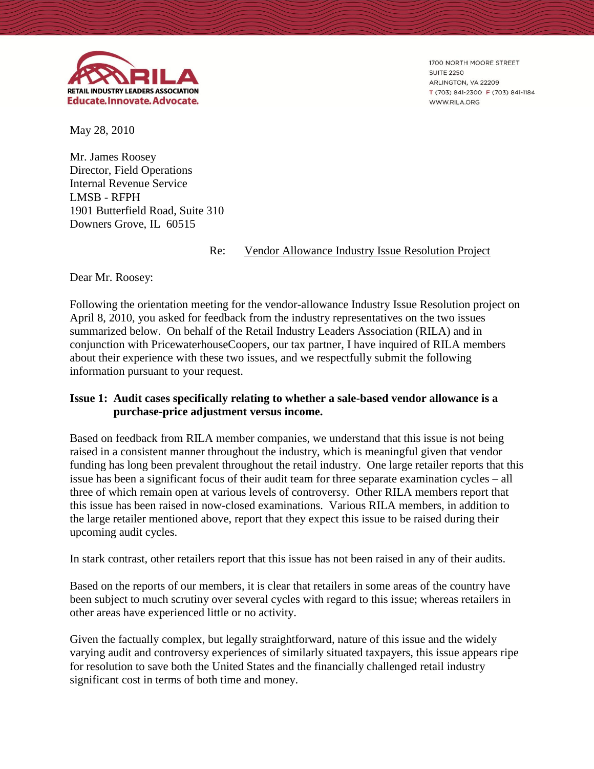RILA
RETAIL INDUSTRY LEADERS ASSOCIATION
Educate.Innovate.Advocate.

1700 NORTH MOORE STREET
SUITE 2250
ARLINGTON, VA 22209
T (703) 841-2300 F (703) 841-1184
WWW.RILA.ORG

May 28, 2010

Mr. James Roosey
Director, Field Operations
Internal Revenue Service
LMSB - RFPH
1901 Butterfield Road, Suite 310
Downers Grove, IL 60515

Re: Vendor Allowance Industry Issue Resolution Project

Dear Mr. Roosey:

Following the orientation meeting for the vendor-allowance Industry Issue Resolution project on April 8, 2010, you asked for feedback from the industry representatives on the two issues summarized below. On behalf of the Retail Industry Leaders Association (RILA) and in conjunction with PricewaterhouseCoopers, our tax partner, I have inquired of RILA members about their experience with these two issues, and we respectfully submit the following information pursuant to your request.

**Issue 1: Audit cases specifically relating to whether a sale-based vendor allowance is a purchase-price adjustment versus income.**

Based on feedback from RILA member companies, we understand that this issue is not being raised in a consistent manner throughout the industry, which is meaningful given that vendor funding has long been prevalent throughout the retail industry. One large retailer reports that this issue has been a significant focus of their audit team for three separate examination cycles – all three of which remain open at various levels of controversy. Other RILA members report that this issue has been raised in now-closed examinations. Various RILA members, in addition to the large retailer mentioned above, report that they expect this issue to be raised during their upcoming audit cycles.

In stark contrast, other retailers report that this issue has not been raised in any of their audits.

Based on the reports of our members, it is clear that retailers in some areas of the country have been subject to much scrutiny over several cycles with regard to this issue; whereas retailers in other areas have experienced little or no activity.

Given the factually complex, but legally straightforward, nature of this issue and the widely varying audit and controversy experiences of similarly situated taxpayers, this issue appears ripe for resolution to save both the United States and the financially challenged retail industry significant cost in terms of both time and money.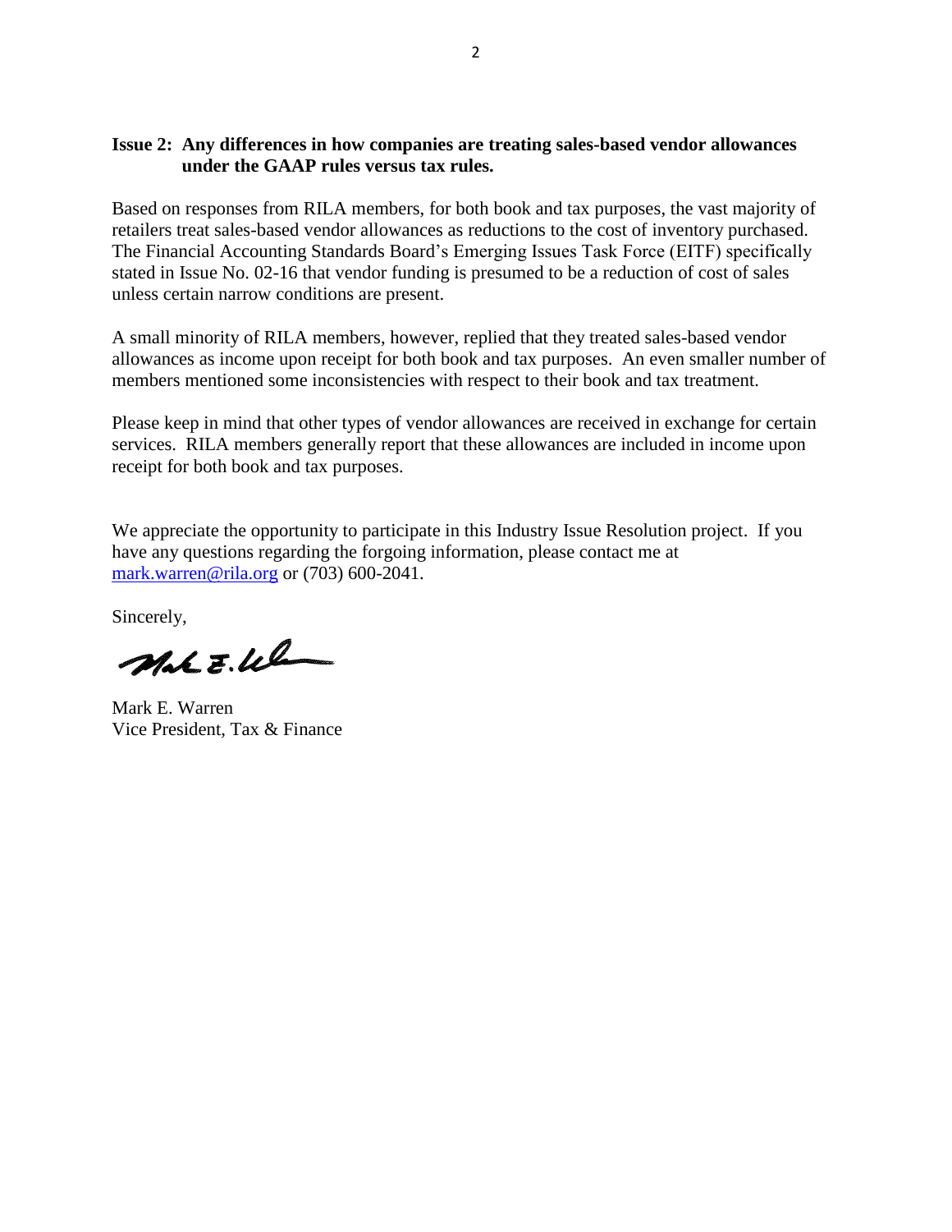**Issue 2: Any differences in how companies are treating sales-based vendor allowances under the GAAP rules versus tax rules.**

Based on responses from RILA members, for both book and tax purposes, the vast majority of retailers treat sales-based vendor allowances as reductions to the cost of inventory purchased. The Financial Accounting Standards Board's Emerging Issues Task Force (EITF) specifically stated in Issue No. 02-16 that vendor funding is presumed to be a reduction of cost of sales unless certain narrow conditions are present.

A small minority of RILA members, however, replied that they treated sales-based vendor allowances as income upon receipt for both book and tax purposes. An even smaller number of members mentioned some inconsistencies with respect to their book and tax treatment.

Please keep in mind that other types of vendor allowances are received in exchange for certain services. RILA members generally report that these allowances are included in income upon receipt for both book and tax purposes.

We appreciate the opportunity to participate in this Industry Issue Resolution project. If you have any questions regarding the forgoing information, please contact me at mark.warren@rila.org or (703) 600-2041.

Sincerely,

Mark E. Warren
Vice President, Tax & Finance